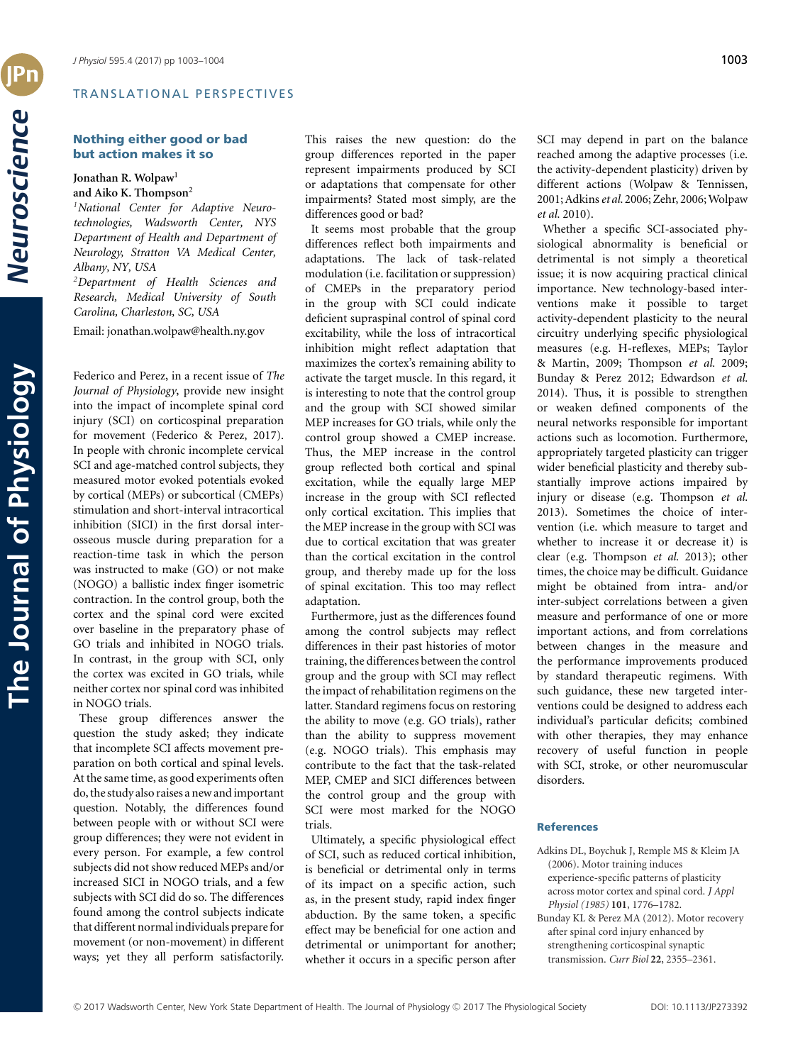TRANSLATIONAL PERSPECTIVES

## Nothing either good or bad but action makes it so

**Jonathan R. Wolpaw**[1] **and Aiko K. Thompson**[2]

[1]*National Center for Adaptive Neurotechnologies, Wadsworth Center, NYS Department of Health and Department of Neurology, Stratton VA Medical Center, Albany, NY, USA*

[2]*Department of Health Sciences and Research, Medical University of South Carolina, Charleston, SC, USA*

Email: jonathan.wolpaw@health.ny.gov

Federico and Perez, in a recent issue of *The Journal of Physiology*, provide new insight into the impact of incomplete spinal cord injury (SCI) on corticospinal preparation for movement (Federico & Perez, 2017). In people with chronic incomplete cervical SCI and age-matched control subjects, they measured motor evoked potentials evoked by cortical (MEPs) or subcortical (CMEPs) stimulation and short-interval intracortical inhibition (SICI) in the first dorsal interosseous muscle during preparation for a reaction-time task in which the person was instructed to make (GO) or not make (NOGO) a ballistic index finger isometric contraction. In the control group, both the cortex and the spinal cord were excited over baseline in the preparatory phase of GO trials and inhibited in NOGO trials. In contrast, in the group with SCI, only the cortex was excited in GO trials, while neither cortex nor spinal cord was inhibited in NOGO trials.

These group differences answer the question the study asked; they indicate that incomplete SCI affects movement preparation on both cortical and spinal levels. At the same time, as good experiments often do, the study also raises a new and important question. Notably, the differences found between people with or without SCI were group differences; they were not evident in every person. For example, a few control subjects did not show reduced MEPs and/or increased SICI in NOGO trials, and a few subjects with SCI did do so. The differences found among the control subjects indicate that different normal individuals prepare for movement (or non-movement) in different ways; yet they all perform satisfactorily. This raises the new question: do the group differences reported in the paper represent impairments produced by SCI or adaptations that compensate for other impairments? Stated most simply, are the differences good or bad?

It seems most probable that the group differences reflect both impairments and adaptations. The lack of task-related modulation (i.e. facilitation or suppression) of CMEPs in the preparatory period in the group with SCI could indicate deficient supraspinal control of spinal cord excitability, while the loss of intracortical inhibition might reflect adaptation that maximizes the cortex's ability to activate the target muscle. In this regard, it is interesting to note that the control group and the group with SCI showed similar MEP increases for GO trials, while only the control group showed a CMEP increase. Thus, the MEP increase in the control group reflected both cortical and spinal excitation, while the equally large MEP increase in the group with SCI reflected only cortical excitation. This implies that the MEP increase in the group with SCI was due to cortical excitation that was greater than the cortical excitation in the control group, and thereby made up for the loss of spinal excitation. This too may reflect adaptation.

Furthermore, just as the differences found among the control subjects may reflect differences in their past histories of motor training, the differences between the control group and the group with SCI may reflect the impact of rehabilitation regimens on the latter. Standard regimens focus on restoring the ability to move (e.g. GO trials), rather than the ability to suppress movement (e.g. NOGO trials). This emphasis may contribute to the fact that the task-related MEP, CMEP and SICI differences between the control group and the group with SCI were most marked for the NOGO trials.

Ultimately, a specific physiological effect of SCI, such as reduced cortical inhibition, is beneficial or detrimental only in terms of its impact on a specific action, such as, in the present study, rapid index finger abduction. By the same token, a specific effect may be beneficial for one action and detrimental or unimportant for another; whether it occurs in a specific person after SCI may depend in part on the balance reached among the adaptive processes (i.e. the activity-dependent plasticity) driven by different actions (Wolpaw & Tennissen, 2001; Adkins *et al.* 2006; Zehr, 2006; Wolpaw *et al.* 2010).

Whether a specific SCI-associated physiological abnormality is beneficial or detrimental is not simply a theoretical issue; it is now acquiring practical clinical importance. New technology-based interventions make it possible to target activity-dependent plasticity to the neural circuitry underlying specific physiological measures (e.g. H-reflexes, MEPs; Taylor & Martin, 2009; Thompson *et al.* 2009; Bunday & Perez 2012; Edwardson *et al.* 2014). Thus, it is possible to strengthen or weaken defined components of the neural networks responsible for important actions such as locomotion. Furthermore, appropriately targeted plasticity can trigger wider beneficial plasticity and thereby substantially improve actions impaired by injury or disease (e.g. Thompson *et al.* 2013). Sometimes the choice of intervention (i.e. which measure to target and whether to increase it or decrease it) is clear (e.g. Thompson *et al.* 2013); other times, the choice may be difficult. Guidance might be obtained from intra- and/or inter-subject correlations between a given measure and performance of one or more important actions, and from correlations between changes in the measure and the performance improvements produced by standard therapeutic regimens. With such guidance, these new targeted interventions could be designed to address each individual's particular deficits; combined with other therapies, they may enhance recovery of useful function in people with SCI, stroke, or other neuromuscular disorders.

### References

Adkins DL, Boychuk J, Remple MS & Kleim JA (2006). Motor training induces experience-specific patterns of plasticity across motor cortex and spinal cord. *J Appl Physiol (1985)* **101**, 1776–1782.

Bunday KL & Perez MA (2012). Motor recovery after spinal cord injury enhanced by strengthening corticospinal synaptic transmission. *Curr Biol* **22**, 2355–2361.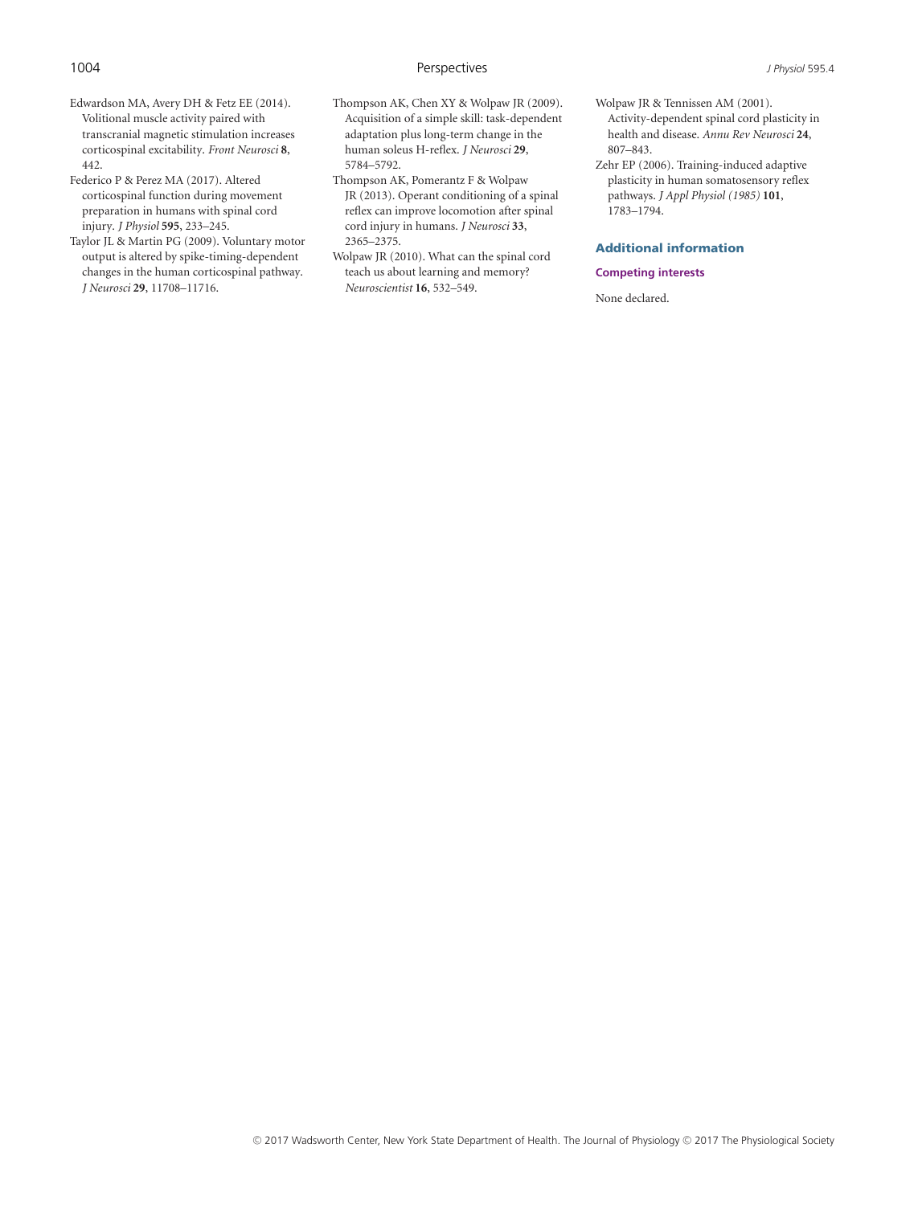Edwardson MA, Avery DH & Fetz EE (2014). Volitional muscle activity paired with transcranial magnetic stimulation increases corticospinal excitability. *Front Neurosci* **8**, 442.

Federico P & Perez MA (2017). Altered corticospinal function during movement preparation in humans with spinal cord injury. *J Physiol* **595**, 233–245.

Taylor JL & Martin PG (2009). Voluntary motor output is altered by spike-timing-dependent changes in the human corticospinal pathway. *J Neurosci* **29**, 11708–11716.

Thompson AK, Chen XY & Wolpaw JR (2009). Acquisition of a simple skill: task-dependent adaptation plus long-term change in the human soleus H-reflex. *J Neurosci* **29**, 5784–5792.

Thompson AK, Pomerantz F & Wolpaw JR (2013). Operant conditioning of a spinal reflex can improve locomotion after spinal cord injury in humans. *J Neurosci* **33**, 2365–2375.

Wolpaw JR (2010). What can the spinal cord teach us about learning and memory? *Neuroscientist* **16**, 532–549.

Wolpaw JR & Tennissen AM (2001). Activity-dependent spinal cord plasticity in health and disease. *Annu Rev Neurosci* **24**, 807–843.

Zehr EP (2006). Training-induced adaptive plasticity in human somatosensory reflex pathways. *J Appl Physiol (1985)* **101**, 1783–1794.

## Additional information

### Competing interests

None declared.

© 2017 Wadsworth Center, New York State Department of Health. The Journal of Physiology © 2017 The Physiological Society